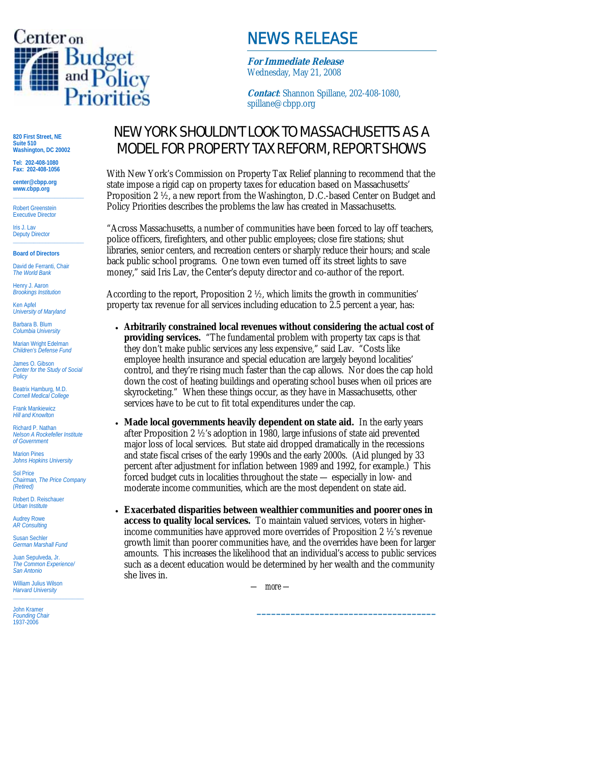Center on Budget and Policy Priorities

# NEWS RELEASE

***For Immediate Release***
Wednesday, May 21, 2008

***Contact***: Shannon Spillane, 202-408-1080, spillane@cbpp.org

**820 First Street, NE**
**Suite 510**
**Washington, DC 20002**

**Tel: 202-408-1080**
**Fax: 202-408-1056**

**center@cbpp.org**
**www.cbpp.org**

Robert Greenstein
*Executive Director*

Iris J. Lav
*Deputy Director*

**Board of Directors**

David de Ferranti, Chair
*The World Bank*

Henry J. Aaron
*Brookings Institution*

Ken Apfel
*University of Maryland*

Barbara B. Blum
*Columbia University*

Marian Wright Edelman
*Children's Defense Fund*

James O. Gibson
*Center for the Study of Social Policy*

Beatrix Hamburg, M.D.
*Cornell Medical College*

Frank Mankiewicz
*Hill and Knowlton*

Richard P. Nathan
*Nelson A Rockefeller Institute of Government*

Marion Pines
*Johns Hopkins University*

Sol Price
*Chairman, The Price Company (Retired)*

Robert D. Reischauer
*Urban Institute*

Audrey Rowe
*AR Consulting*

Susan Sechler
*German Marshall Fund*

Juan Sepulveda, Jr.
*The Common Experience/ San Antonio*

William Julius Wilson
*Harvard University*

John Kramer
*Founding Chair*
*1937-2006*

## NEW YORK SHOULDN'T LOOK TO MASSACHUSETTS AS A MODEL FOR PROPERTY TAX REFORM, REPORT SHOWS

With New York's Commission on Property Tax Relief planning to recommend that the state impose a rigid cap on property taxes for education based on Massachusetts' Proposition 2 ½, a new report from the Washington, D.C.-based Center on Budget and Policy Priorities describes the problems the law has created in Massachusetts.

"Across Massachusetts, a number of communities have been forced to lay off teachers, police officers, firefighters, and other public employees; close fire stations; shut libraries, senior centers, and recreation centers or sharply reduce their hours; and scale back public school programs. One town even turned off its street lights to save money," said Iris Lav, the Center's deputy director and co-author of the report.

According to the report, Proposition 2 ½, which limits the growth in communities' property tax revenue for all services including education to 2.5 percent a year, has:

- **Arbitrarily constrained local revenues without considering the actual cost of providing services.** "The fundamental problem with property tax caps is that they don't make public services any less expensive," said Lav. "Costs like employee health insurance and special education are largely beyond localities' control, and they're rising much faster than the cap allows. Nor does the cap hold down the cost of heating buildings and operating school buses when oil prices are skyrocketing." When these things occur, as they have in Massachusetts, other services have to be cut to fit total expenditures under the cap.

- **Made local governments heavily dependent on state aid.** In the early years after Proposition 2 ½'s adoption in 1980, large infusions of state aid prevented major loss of local services. But state aid dropped dramatically in the recessions and state fiscal crises of the early 1990s and the early 2000s. (Aid plunged by 33 percent after adjustment for inflation between 1989 and 1992, for example.) This forced budget cuts in localities throughout the state — especially in low- and moderate income communities, which are the most dependent on state aid.

- **Exacerbated disparities between wealthier communities and poorer ones in access to quality local services.** To maintain valued services, voters in higher-income communities have approved more overrides of Proposition 2 ½'s revenue growth limit than poorer communities have, and the overrides have been for larger amounts. This increases the likelihood that an individual's access to public services such as a decent education would be determined by her wealth and the community she lives in.

— more —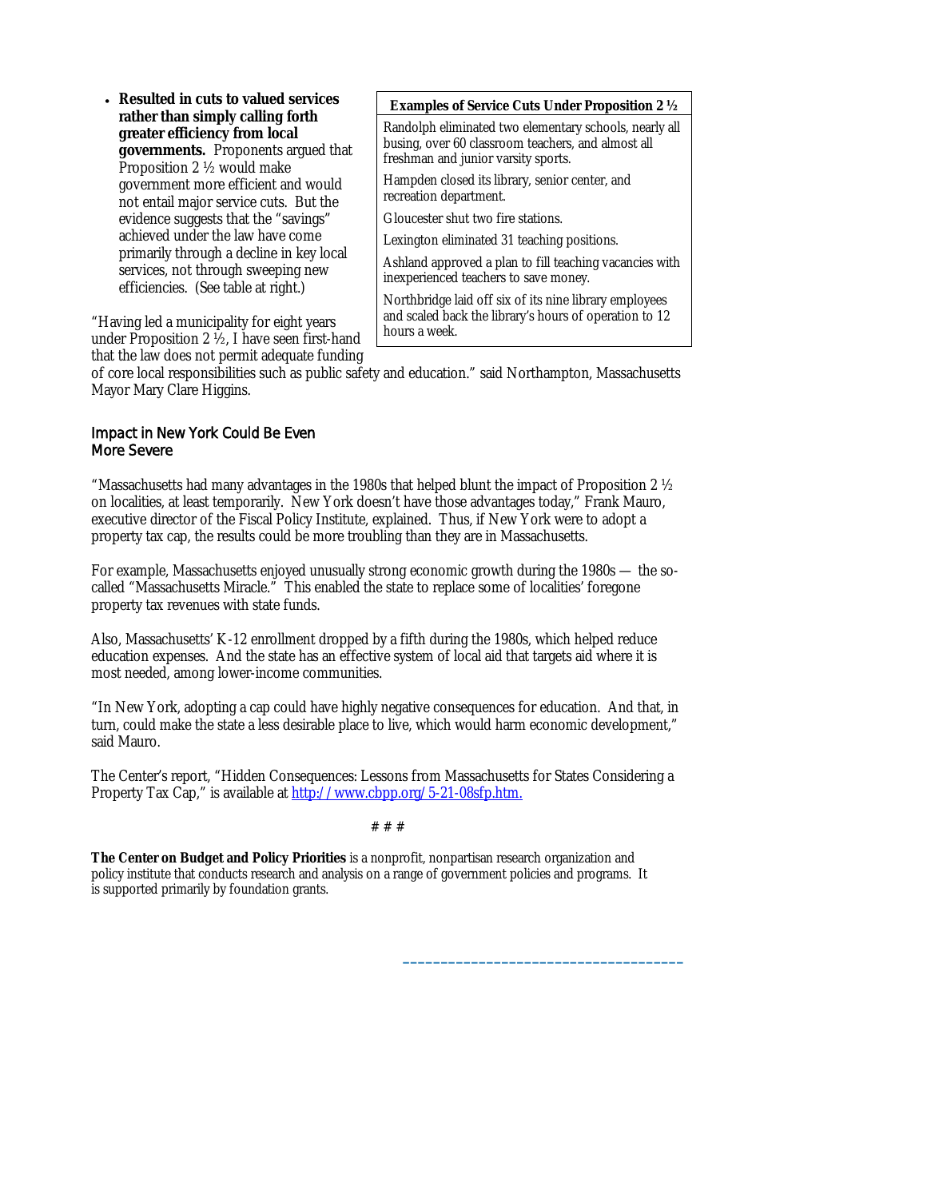- **Resulted in cuts to valued services rather than simply calling forth greater efficiency from local governments.** Proponents argued that Proposition 2 ½ would make government more efficient and would not entail major service cuts. But the evidence suggests that the "savings" achieved under the law have come primarily through a decline in key local services, not through sweeping new efficiencies. (See table at right.)

| Examples of Service Cuts Under Proposition 2 ½ |
|---|
| Randolph eliminated two elementary schools, nearly all busing, over 60 classroom teachers, and almost all freshman and junior varsity sports. |
| Hampden closed its library, senior center, and recreation department. |
| Gloucester shut two fire stations. |
| Lexington eliminated 31 teaching positions. |
| Ashland approved a plan to fill teaching vacancies with inexperienced teachers to save money. |
| Northbridge laid off six of its nine library employees and scaled back the library's hours of operation to 12 hours a week. |

"Having led a municipality for eight years under Proposition 2 ½, I have seen first-hand that the law does not permit adequate funding of core local responsibilities such as public safety and education." said Northampton, Massachusetts Mayor Mary Clare Higgins.

## Impact in New York Could Be Even More Severe

"Massachusetts had many advantages in the 1980s that helped blunt the impact of Proposition 2 ½ on localities, at least temporarily. New York doesn't have those advantages today," Frank Mauro, executive director of the Fiscal Policy Institute, explained. Thus, if New York were to adopt a property tax cap, the results could be more troubling than they are in Massachusetts.

For example, Massachusetts enjoyed unusually strong economic growth during the 1980s — the so-called "Massachusetts Miracle." This enabled the state to replace some of localities' foregone property tax revenues with state funds.

Also, Massachusetts' K-12 enrollment dropped by a fifth during the 1980s, which helped reduce education expenses. And the state has an effective system of local aid that targets aid where it is most needed, among lower-income communities.

"In New York, adopting a cap could have highly negative consequences for education. And that, in turn, could make the state a less desirable place to live, which would harm economic development," said Mauro.

The Center's report, "Hidden Consequences: Lessons from Massachusetts for States Considering a Property Tax Cap," is available at http://www.cbpp.org/5-21-08sfp.htm.

# # #

**The Center on Budget and Policy Priorities** is a nonprofit, nonpartisan research organization and policy institute that conducts research and analysis on a range of government policies and programs. It is supported primarily by foundation grants.